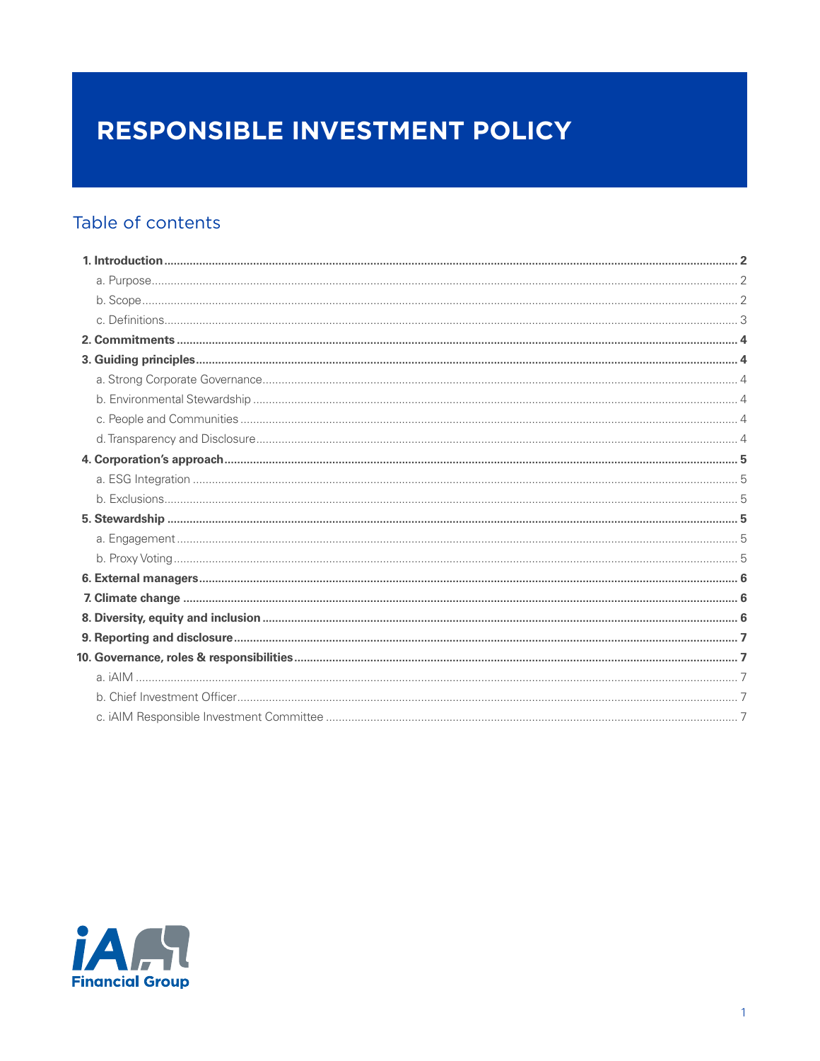# RESPONSIBLE INVESTMENT POLICY

## Table of contents

- **1. Introduction** .......... **2**
  - a. Purpose .......... 2
  - b. Scope .......... 2
  - c. Definitions .......... 3
- **2. Commitments** .......... **4**
- **3. Guiding principles** .......... **4**
  - a. Strong Corporate Governance .......... 4
  - b. Environmental Stewardship .......... 4
  - c. People and Communities .......... 4
  - d. Transparency and Disclosure .......... 4
- **4. Corporation's approach** .......... **5**
  - a. ESG Integration .......... 5
  - b. Exclusions .......... 5
- **5. Stewardship** .......... **5**
  - a. Engagement .......... 5
  - b. Proxy Voting .......... 5
- **6. External managers** .......... **6**
- **7. Climate change** .......... **6**
- **8. Diversity, equity and inclusion** .......... **6**
- **9. Reporting and disclosure** .......... **7**
- **10. Governance, roles & responsibilities** .......... **7**
  - a. iAIM .......... 7
  - b. Chief Investment Officer .......... 7
  - c. iAIM Responsible Investment Committee .......... 7

iA Financial Group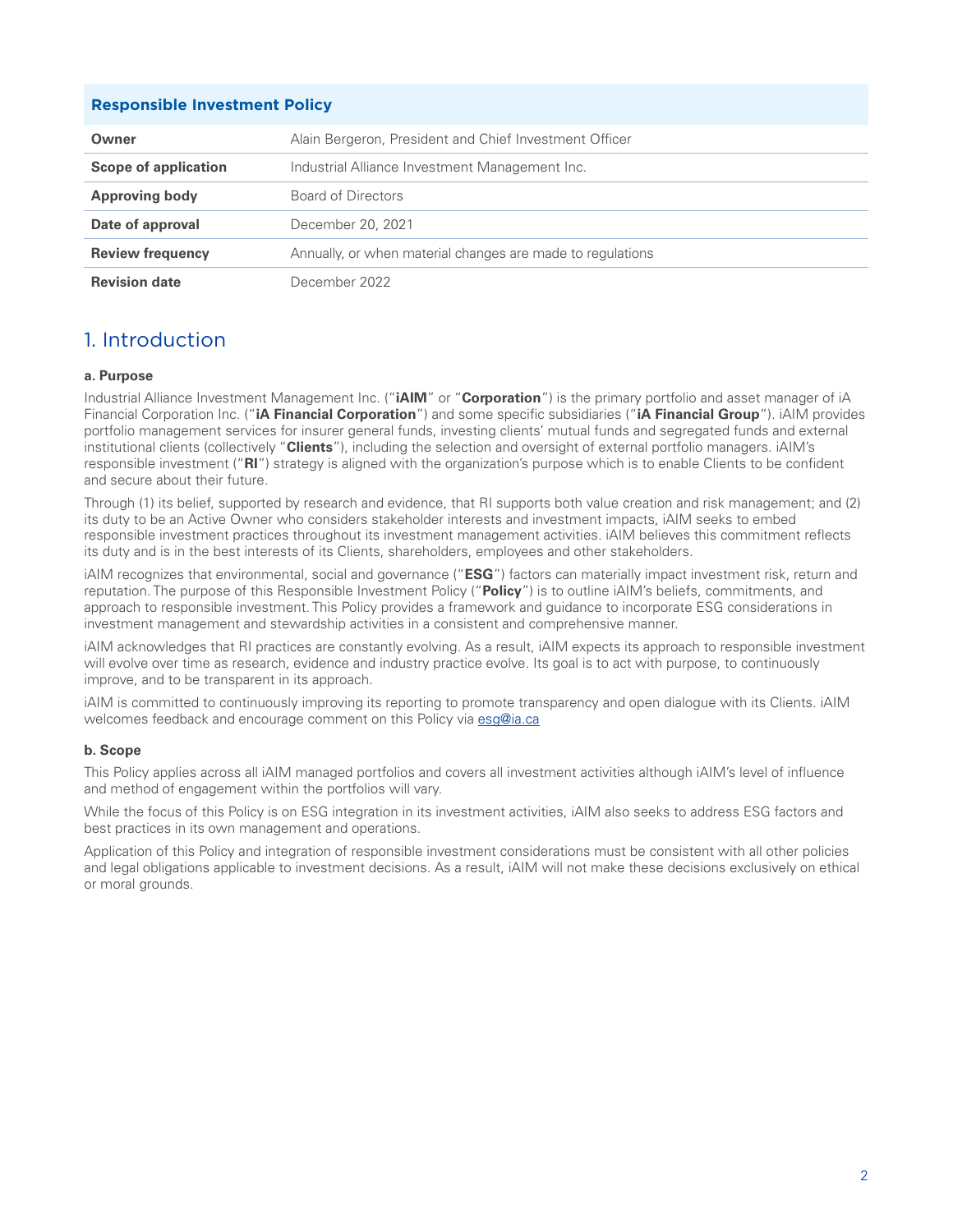| Responsible Investment Policy | |
|---|---|
| **Owner** | Alain Bergeron, President and Chief Investment Officer |
| **Scope of application** | Industrial Alliance Investment Management Inc. |
| **Approving body** | Board of Directors |
| **Date of approval** | December 20, 2021 |
| **Review frequency** | Annually, or when material changes are made to regulations |
| **Revision date** | December 2022 |

## 1. Introduction

### a. Purpose

Industrial Alliance Investment Management Inc. ("**iAIM**" or "**Corporation**") is the primary portfolio and asset manager of iA Financial Corporation Inc. ("**iA Financial Corporation**") and some specific subsidiaries ("**iA Financial Group**"). iAIM provides portfolio management services for insurer general funds, investing clients' mutual funds and segregated funds and external institutional clients (collectively "**Clients**"), including the selection and oversight of external portfolio managers. iAIM's responsible investment ("**RI**") strategy is aligned with the organization's purpose which is to enable Clients to be confident and secure about their future.

Through (1) its belief, supported by research and evidence, that RI supports both value creation and risk management; and (2) its duty to be an Active Owner who considers stakeholder interests and investment impacts, iAIM seeks to embed responsible investment practices throughout its investment management activities. iAIM believes this commitment reflects its duty and is in the best interests of its Clients, shareholders, employees and other stakeholders.

iAIM recognizes that environmental, social and governance ("**ESG**") factors can materially impact investment risk, return and reputation. The purpose of this Responsible Investment Policy ("**Policy**") is to outline iAIM's beliefs, commitments, and approach to responsible investment. This Policy provides a framework and guidance to incorporate ESG considerations in investment management and stewardship activities in a consistent and comprehensive manner.

iAIM acknowledges that RI practices are constantly evolving. As a result, iAIM expects its approach to responsible investment will evolve over time as research, evidence and industry practice evolve. Its goal is to act with purpose, to continuously improve, and to be transparent in its approach.

iAIM is committed to continuously improving its reporting to promote transparency and open dialogue with its Clients. iAIM welcomes feedback and encourage comment on this Policy via esg@ia.ca

### b. Scope

This Policy applies across all iAIM managed portfolios and covers all investment activities although iAIM's level of influence and method of engagement within the portfolios will vary.

While the focus of this Policy is on ESG integration in its investment activities, iAIM also seeks to address ESG factors and best practices in its own management and operations.

Application of this Policy and integration of responsible investment considerations must be consistent with all other policies and legal obligations applicable to investment decisions. As a result, iAIM will not make these decisions exclusively on ethical or moral grounds.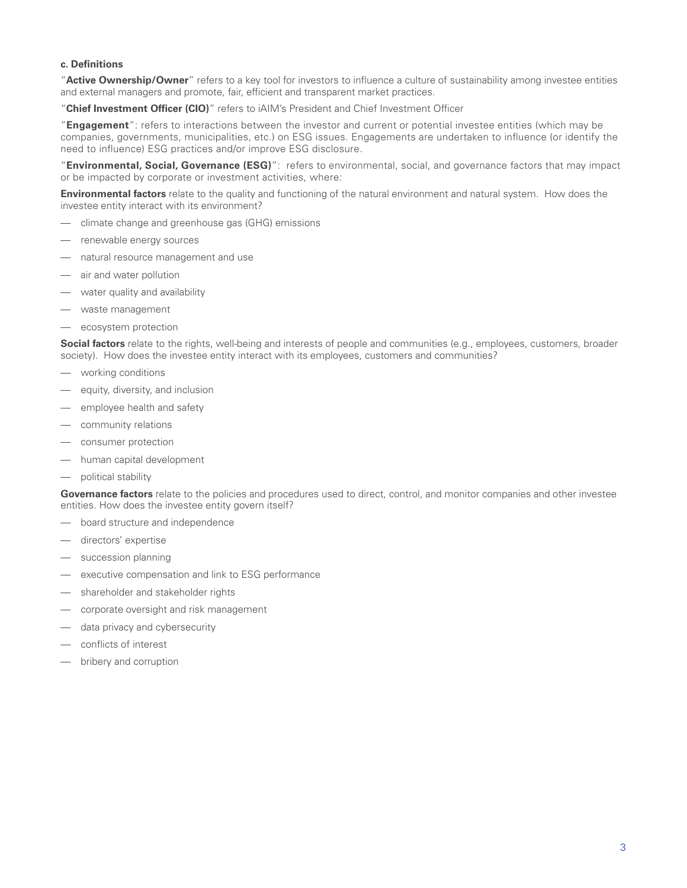### c. Definitions

"**Active Ownership/Owner**" refers to a key tool for investors to influence a culture of sustainability among investee entities and external managers and promote, fair, efficient and transparent market practices.

"**Chief Investment Officer (CIO)**" refers to iAIM's President and Chief Investment Officer

"**Engagement**": refers to interactions between the investor and current or potential investee entities (which may be companies, governments, municipalities, etc.) on ESG issues. Engagements are undertaken to influence (or identify the need to influence) ESG practices and/or improve ESG disclosure.

"**Environmental, Social, Governance (ESG)**": refers to environmental, social, and governance factors that may impact or be impacted by corporate or investment activities, where:

**Environmental factors** relate to the quality and functioning of the natural environment and natural system. How does the investee entity interact with its environment?

- climate change and greenhouse gas (GHG) emissions
- renewable energy sources
- natural resource management and use
- air and water pollution
- water quality and availability
- waste management
- ecosystem protection

**Social factors** relate to the rights, well-being and interests of people and communities (e.g., employees, customers, broader society). How does the investee entity interact with its employees, customers and communities?

- working conditions
- equity, diversity, and inclusion
- employee health and safety
- community relations
- consumer protection
- human capital development
- political stability

**Governance factors** relate to the policies and procedures used to direct, control, and monitor companies and other investee entities. How does the investee entity govern itself?

- board structure and independence
- directors' expertise
- succession planning
- executive compensation and link to ESG performance
- shareholder and stakeholder rights
- corporate oversight and risk management
- data privacy and cybersecurity
- conflicts of interest
- bribery and corruption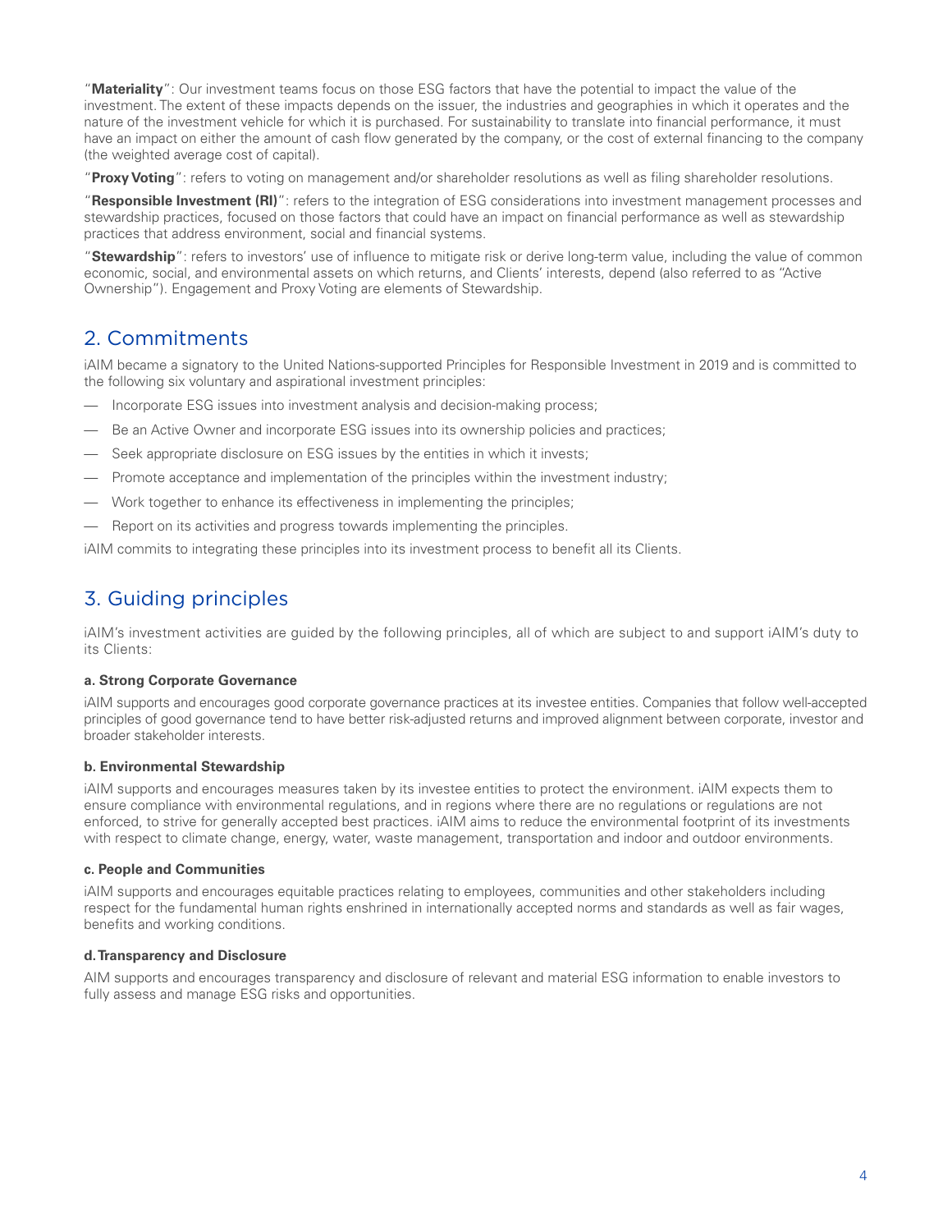"**Materiality**": Our investment teams focus on those ESG factors that have the potential to impact the value of the investment. The extent of these impacts depends on the issuer, the industries and geographies in which it operates and the nature of the investment vehicle for which it is purchased. For sustainability to translate into financial performance, it must have an impact on either the amount of cash flow generated by the company, or the cost of external financing to the company (the weighted average cost of capital).

"**Proxy Voting**": refers to voting on management and/or shareholder resolutions as well as filing shareholder resolutions.

"**Responsible Investment (RI)**": refers to the integration of ESG considerations into investment management processes and stewardship practices, focused on those factors that could have an impact on financial performance as well as stewardship practices that address environment, social and financial systems.

"**Stewardship**": refers to investors' use of influence to mitigate risk or derive long-term value, including the value of common economic, social, and environmental assets on which returns, and Clients' interests, depend (also referred to as "Active Ownership"). Engagement and Proxy Voting are elements of Stewardship.

## 2. Commitments

iAIM became a signatory to the United Nations-supported Principles for Responsible Investment in 2019 and is committed to the following six voluntary and aspirational investment principles:

- Incorporate ESG issues into investment analysis and decision-making process;
- Be an Active Owner and incorporate ESG issues into its ownership policies and practices;
- Seek appropriate disclosure on ESG issues by the entities in which it invests;
- Promote acceptance and implementation of the principles within the investment industry;
- Work together to enhance its effectiveness in implementing the principles;
- Report on its activities and progress towards implementing the principles.

iAIM commits to integrating these principles into its investment process to benefit all its Clients.

## 3. Guiding principles

iAIM's investment activities are guided by the following principles, all of which are subject to and support iAIM's duty to its Clients:

#### a. Strong Corporate Governance

iAIM supports and encourages good corporate governance practices at its investee entities. Companies that follow well-accepted principles of good governance tend to have better risk-adjusted returns and improved alignment between corporate, investor and broader stakeholder interests.

#### b. Environmental Stewardship

iAIM supports and encourages measures taken by its investee entities to protect the environment. iAIM expects them to ensure compliance with environmental regulations, and in regions where there are no regulations or regulations are not enforced, to strive for generally accepted best practices. iAIM aims to reduce the environmental footprint of its investments with respect to climate change, energy, water, waste management, transportation and indoor and outdoor environments.

#### c. People and Communities

iAIM supports and encourages equitable practices relating to employees, communities and other stakeholders including respect for the fundamental human rights enshrined in internationally accepted norms and standards as well as fair wages, benefits and working conditions.

#### d. Transparency and Disclosure

AIM supports and encourages transparency and disclosure of relevant and material ESG information to enable investors to fully assess and manage ESG risks and opportunities.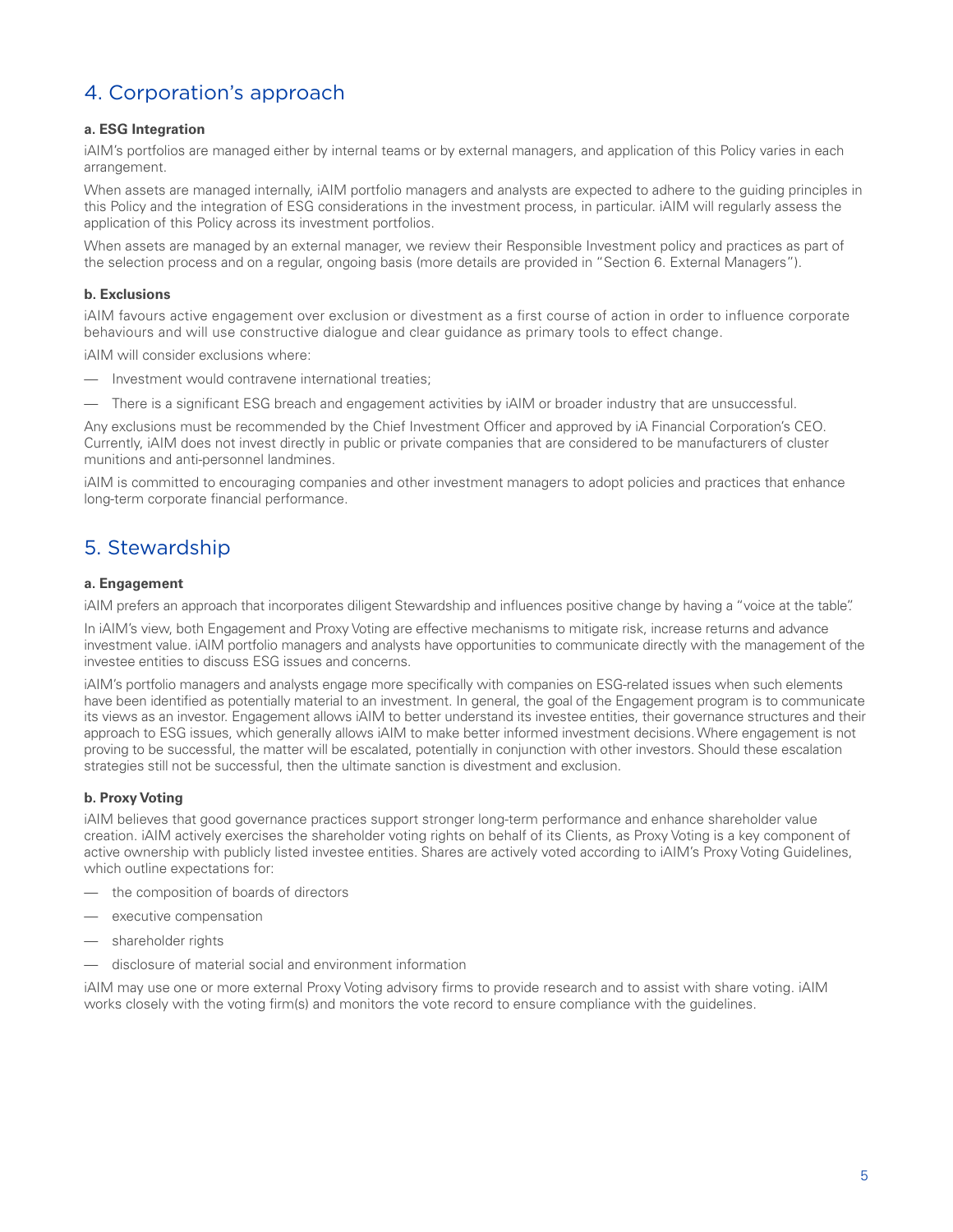## 4. Corporation's approach

### a. ESG Integration

iAIM's portfolios are managed either by internal teams or by external managers, and application of this Policy varies in each arrangement.

When assets are managed internally, iAIM portfolio managers and analysts are expected to adhere to the guiding principles in this Policy and the integration of ESG considerations in the investment process, in particular. iAIM will regularly assess the application of this Policy across its investment portfolios.

When assets are managed by an external manager, we review their Responsible Investment policy and practices as part of the selection process and on a regular, ongoing basis (more details are provided in "Section 6. External Managers").

### b. Exclusions

iAIM favours active engagement over exclusion or divestment as a first course of action in order to influence corporate behaviours and will use constructive dialogue and clear guidance as primary tools to effect change.

iAIM will consider exclusions where:

- Investment would contravene international treaties;
- There is a significant ESG breach and engagement activities by iAIM or broader industry that are unsuccessful.

Any exclusions must be recommended by the Chief Investment Officer and approved by iA Financial Corporation's CEO. Currently, iAIM does not invest directly in public or private companies that are considered to be manufacturers of cluster munitions and anti-personnel landmines.

iAIM is committed to encouraging companies and other investment managers to adopt policies and practices that enhance long-term corporate financial performance.

## 5. Stewardship

### a. Engagement

iAIM prefers an approach that incorporates diligent Stewardship and influences positive change by having a "voice at the table".

In iAIM's view, both Engagement and Proxy Voting are effective mechanisms to mitigate risk, increase returns and advance investment value. iAIM portfolio managers and analysts have opportunities to communicate directly with the management of the investee entities to discuss ESG issues and concerns.

iAIM's portfolio managers and analysts engage more specifically with companies on ESG-related issues when such elements have been identified as potentially material to an investment. In general, the goal of the Engagement program is to communicate its views as an investor. Engagement allows iAIM to better understand its investee entities, their governance structures and their approach to ESG issues, which generally allows iAIM to make better informed investment decisions. Where engagement is not proving to be successful, the matter will be escalated, potentially in conjunction with other investors. Should these escalation strategies still not be successful, then the ultimate sanction is divestment and exclusion.

### b. Proxy Voting

iAIM believes that good governance practices support stronger long-term performance and enhance shareholder value creation. iAIM actively exercises the shareholder voting rights on behalf of its Clients, as Proxy Voting is a key component of active ownership with publicly listed investee entities. Shares are actively voted according to iAIM's Proxy Voting Guidelines, which outline expectations for:

- the composition of boards of directors
- executive compensation
- shareholder rights
- disclosure of material social and environment information

iAIM may use one or more external Proxy Voting advisory firms to provide research and to assist with share voting. iAIM works closely with the voting firm(s) and monitors the vote record to ensure compliance with the guidelines.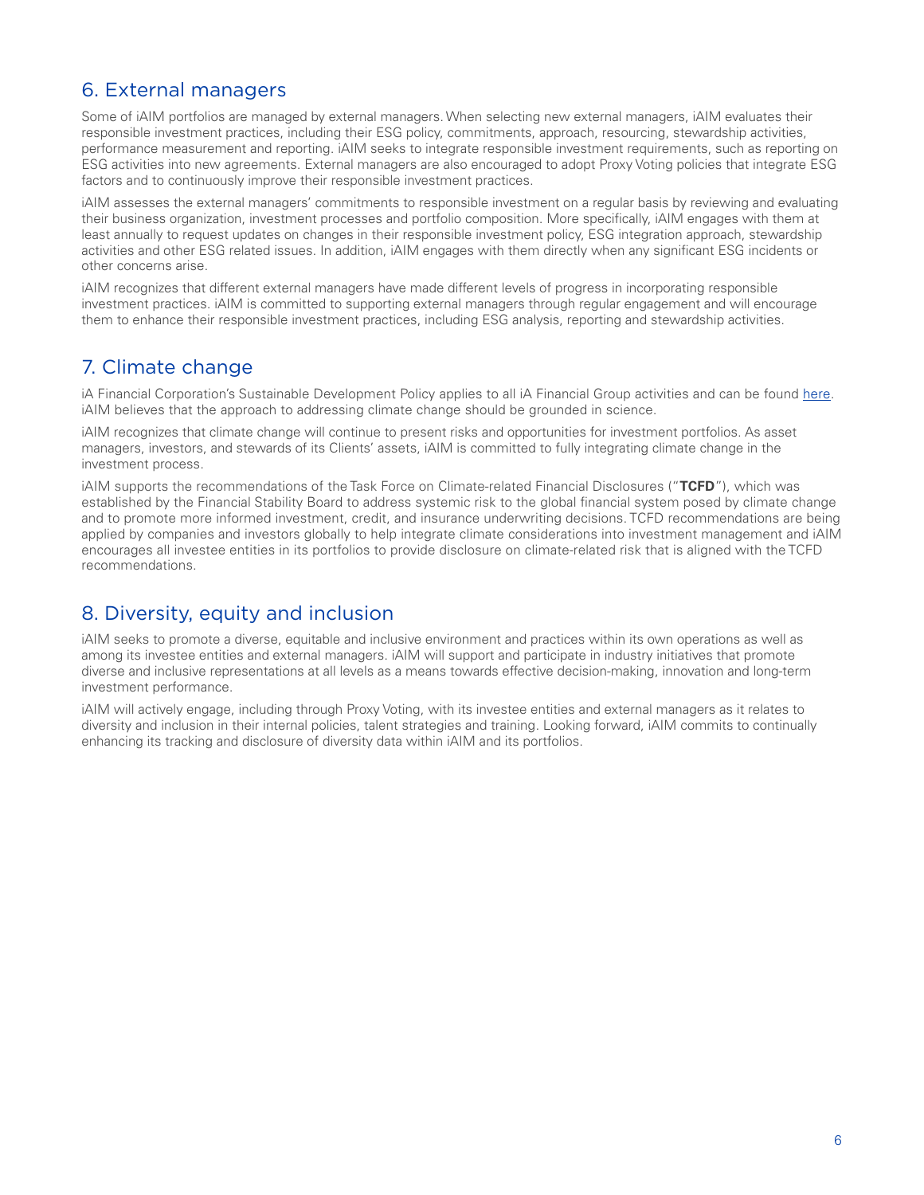## 6. External managers

Some of iAIM portfolios are managed by external managers. When selecting new external managers, iAIM evaluates their responsible investment practices, including their ESG policy, commitments, approach, resourcing, stewardship activities, performance measurement and reporting. iAIM seeks to integrate responsible investment requirements, such as reporting on ESG activities into new agreements. External managers are also encouraged to adopt Proxy Voting policies that integrate ESG factors and to continuously improve their responsible investment practices.

iAIM assesses the external managers' commitments to responsible investment on a regular basis by reviewing and evaluating their business organization, investment processes and portfolio composition. More specifically, iAIM engages with them at least annually to request updates on changes in their responsible investment policy, ESG integration approach, stewardship activities and other ESG related issues. In addition, iAIM engages with them directly when any significant ESG incidents or other concerns arise.

iAIM recognizes that different external managers have made different levels of progress in incorporating responsible investment practices. iAIM is committed to supporting external managers through regular engagement and will encourage them to enhance their responsible investment practices, including ESG analysis, reporting and stewardship activities.

## 7. Climate change

iA Financial Corporation's Sustainable Development Policy applies to all iA Financial Group activities and can be found here. iAIM believes that the approach to addressing climate change should be grounded in science.

iAIM recognizes that climate change will continue to present risks and opportunities for investment portfolios. As asset managers, investors, and stewards of its Clients' assets, iAIM is committed to fully integrating climate change in the investment process.

iAIM supports the recommendations of the Task Force on Climate-related Financial Disclosures ("**TCFD**"), which was established by the Financial Stability Board to address systemic risk to the global financial system posed by climate change and to promote more informed investment, credit, and insurance underwriting decisions. TCFD recommendations are being applied by companies and investors globally to help integrate climate considerations into investment management and iAIM encourages all investee entities in its portfolios to provide disclosure on climate-related risk that is aligned with the TCFD recommendations.

## 8. Diversity, equity and inclusion

iAIM seeks to promote a diverse, equitable and inclusive environment and practices within its own operations as well as among its investee entities and external managers. iAIM will support and participate in industry initiatives that promote diverse and inclusive representations at all levels as a means towards effective decision-making, innovation and long-term investment performance.

iAIM will actively engage, including through Proxy Voting, with its investee entities and external managers as it relates to diversity and inclusion in their internal policies, talent strategies and training. Looking forward, iAIM commits to continually enhancing its tracking and disclosure of diversity data within iAIM and its portfolios.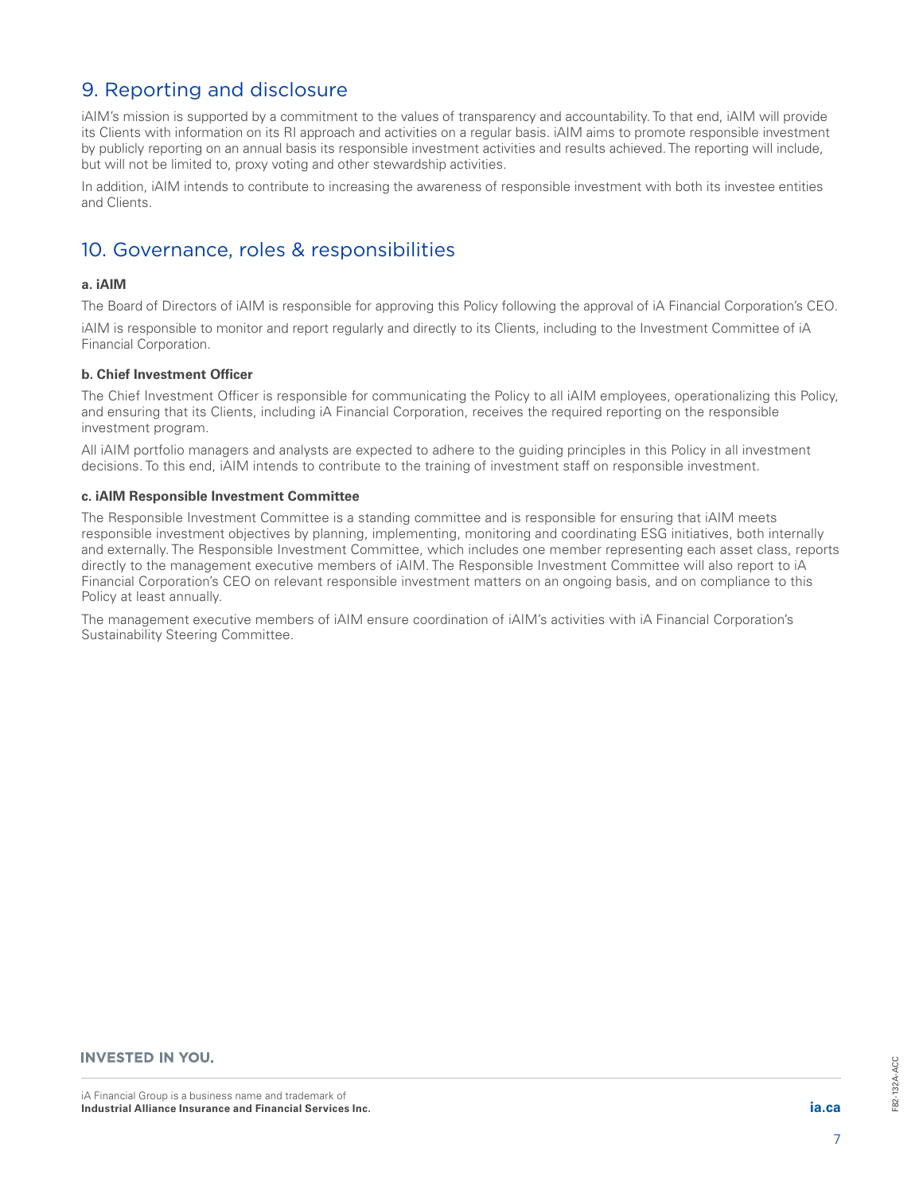## 9. Reporting and disclosure

iAIM's mission is supported by a commitment to the values of transparency and accountability. To that end, iAIM will provide its Clients with information on its RI approach and activities on a regular basis. iAIM aims to promote responsible investment by publicly reporting on an annual basis its responsible investment activities and results achieved. The reporting will include, but will not be limited to, proxy voting and other stewardship activities.

In addition, iAIM intends to contribute to increasing the awareness of responsible investment with both its investee entities and Clients.

## 10. Governance, roles & responsibilities

**a. iAIM**

The Board of Directors of iAIM is responsible for approving this Policy following the approval of iA Financial Corporation's CEO.

iAIM is responsible to monitor and report regularly and directly to its Clients, including to the Investment Committee of iA Financial Corporation.

**b. Chief Investment Officer**

The Chief Investment Officer is responsible for communicating the Policy to all iAIM employees, operationalizing this Policy, and ensuring that its Clients, including iA Financial Corporation, receives the required reporting on the responsible investment program.

All iAIM portfolio managers and analysts are expected to adhere to the guiding principles in this Policy in all investment decisions. To this end, iAIM intends to contribute to the training of investment staff on responsible investment.

**c. iAIM Responsible Investment Committee**

The Responsible Investment Committee is a standing committee and is responsible for ensuring that iAIM meets responsible investment objectives by planning, implementing, monitoring and coordinating ESG initiatives, both internally and externally. The Responsible Investment Committee, which includes one member representing each asset class, reports directly to the management executive members of iAIM. The Responsible Investment Committee will also report to iA Financial Corporation's CEO on relevant responsible investment matters on an ongoing basis, and on compliance to this Policy at least annually.

The management executive members of iAIM ensure coordination of iAIM's activities with iA Financial Corporation's Sustainability Steering Committee.

**INVESTED IN YOU.**

iA Financial Group is a business name and trademark of
**Industrial Alliance Insurance and Financial Services Inc.**

**ia.ca**

F82-132A-ACC